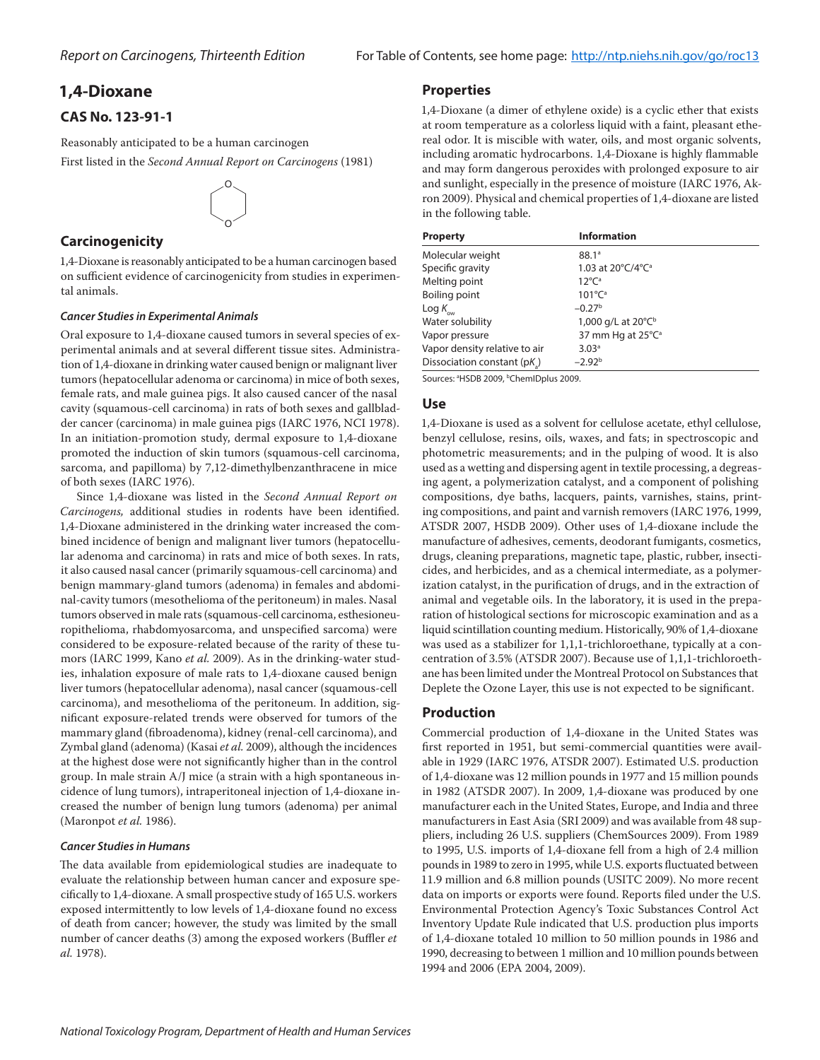# 1,4-Dioxane

## CAS No. 123-91-1

Reasonably anticipated to be a human carcinogen

First listed in the *Second Annual Report on Carcinogens* (1981)

## Carcinogenicity

1,4-Dioxane is reasonably anticipated to be a human carcinogen based on sufficient evidence of carcinogenicity from studies in experimental animals.

### *Cancer Studies in Experimental Animals*

Oral exposure to 1,4-dioxane caused tumors in several species of experimental animals and at several different tissue sites. Administration of 1,4-dioxane in drinking water caused benign or malignant liver tumors (hepatocellular adenoma or carcinoma) in mice of both sexes, female rats, and male guinea pigs. It also caused cancer of the nasal cavity (squamous-cell carcinoma) in rats of both sexes and gallbladder cancer (carcinoma) in male guinea pigs (IARC 1976, NCI 1978). In an initiation-promotion study, dermal exposure to 1,4-dioxane promoted the induction of skin tumors (squamous-cell carcinoma, sarcoma, and papilloma) by 7,12-dimethylbenzanthracene in mice of both sexes (IARC 1976).

Since 1,4-dioxane was listed in the *Second Annual Report on Carcinogens,* additional studies in rodents have been identified. 1,4-Dioxane administered in the drinking water increased the combined incidence of benign and malignant liver tumors (hepatocellular adenoma and carcinoma) in rats and mice of both sexes. In rats, it also caused nasal cancer (primarily squamous-cell carcinoma) and benign mammary-gland tumors (adenoma) in females and abdominal-cavity tumors (mesothelioma of the peritoneum) in males. Nasal tumors observed in male rats (squamous-cell carcinoma, esthesioneuropithelioma, rhabdomyosarcoma, and unspecified sarcoma) were considered to be exposure-related because of the rarity of these tumors (IARC 1999, Kano *et al.* 2009). As in the drinking-water studies, inhalation exposure of male rats to 1,4-dioxane caused benign liver tumors (hepatocellular adenoma), nasal cancer (squamous-cell carcinoma), and mesothelioma of the peritoneum. In addition, significant exposure-related trends were observed for tumors of the mammary gland (fibroadenoma), kidney (renal-cell carcinoma), and Zymbal gland (adenoma) (Kasai *et al.* 2009), although the incidences at the highest dose were not significantly higher than in the control group. In male strain A/J mice (a strain with a high spontaneous incidence of lung tumors), intraperitoneal injection of 1,4-dioxane increased the number of benign lung tumors (adenoma) per animal (Maronpot *et al.* 1986).

### *Cancer Studies in Humans*

The data available from epidemiological studies are inadequate to evaluate the relationship between human cancer and exposure specifically to 1,4-dioxane. A small prospective study of 165 U.S. workers exposed intermittently to low levels of 1,4-dioxane found no excess of death from cancer; however, the study was limited by the small number of cancer deaths (3) among the exposed workers (Buffler *et al.* 1978).

## Properties

1,4-Dioxane (a dimer of ethylene oxide) is a cyclic ether that exists at room temperature as a colorless liquid with a faint, pleasant ethereal odor. It is miscible with water, oils, and most organic solvents, including aromatic hydrocarbons. 1,4-Dioxane is highly flammable and may form dangerous peroxides with prolonged exposure to air and sunlight, especially in the presence of moisture (IARC 1976, Akron 2009). Physical and chemical properties of 1,4-dioxane are listed in the following table.

| Property | Information |
|---|---|
| Molecular weight | 88.1[a] |
| Specific gravity | 1.03 at 20°C/4°C[a] |
| Melting point | 12°C[a] |
| Boiling point | 101°C[a] |
| Log $K_{ow}$ | –0.27[b] |
| Water solubility | 1,000 g/L at 20°C[b] |
| Vapor pressure | 37 mm Hg at 25°C[a] |
| Vapor density relative to air | 3.03[a] |
| Dissociation constant ($pK_a$) | –2.92[b] |

Sources: [a]HSDB 2009, [b]ChemIDplus 2009.

## Use

1,4-Dioxane is used as a solvent for cellulose acetate, ethyl cellulose, benzyl cellulose, resins, oils, waxes, and fats; in spectroscopic and photometric measurements; and in the pulping of wood. It is also used as a wetting and dispersing agent in textile processing, a degreasing agent, a polymerization catalyst, and a component of polishing compositions, dye baths, lacquers, paints, varnishes, stains, printing compositions, and paint and varnish removers (IARC 1976, 1999, ATSDR 2007, HSDB 2009). Other uses of 1,4-dioxane include the manufacture of adhesives, cements, deodorant fumigants, cosmetics, drugs, cleaning preparations, magnetic tape, plastic, rubber, insecticides, and herbicides, and as a chemical intermediate, as a polymerization catalyst, in the purification of drugs, and in the extraction of animal and vegetable oils. In the laboratory, it is used in the preparation of histological sections for microscopic examination and as a liquid scintillation counting medium. Historically, 90% of 1,4-dioxane was used as a stabilizer for 1,1,1-trichloroethane, typically at a concentration of 3.5% (ATSDR 2007). Because use of 1,1,1-trichloroethane has been limited under the Montreal Protocol on Substances that Deplete the Ozone Layer, this use is not expected to be significant.

## Production

Commercial production of 1,4-dioxane in the United States was first reported in 1951, but semi-commercial quantities were available in 1929 (IARC 1976, ATSDR 2007). Estimated U.S. production of 1,4-dioxane was 12 million pounds in 1977 and 15 million pounds in 1982 (ATSDR 2007). In 2009, 1,4-dioxane was produced by one manufacturer each in the United States, Europe, and India and three manufacturers in East Asia (SRI 2009) and was available from 48 suppliers, including 26 U.S. suppliers (ChemSources 2009). From 1989 to 1995, U.S. imports of 1,4-dioxane fell from a high of 2.4 million pounds in 1989 to zero in 1995, while U.S. exports fluctuated between 11.9 million and 6.8 million pounds (USITC 2009). No more recent data on imports or exports were found. Reports filed under the U.S. Environmental Protection Agency's Toxic Substances Control Act Inventory Update Rule indicated that U.S. production plus imports of 1,4-dioxane totaled 10 million to 50 million pounds in 1986 and 1990, decreasing to between 1 million and 10 million pounds between 1994 and 2006 (EPA 2004, 2009).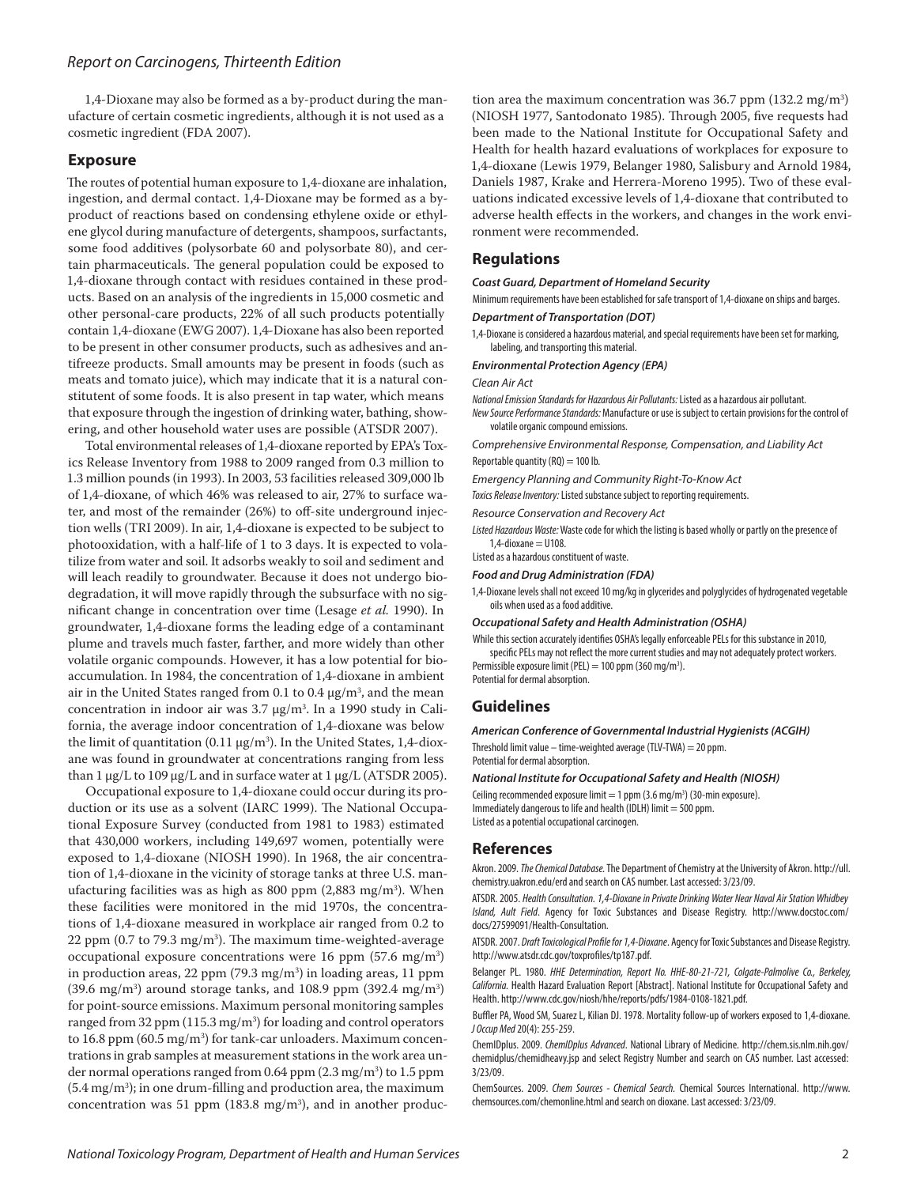1,4-Dioxane may also be formed as a by-product during the manufacture of certain cosmetic ingredients, although it is not used as a cosmetic ingredient (FDA 2007).

## Exposure

The routes of potential human exposure to 1,4-dioxane are inhalation, ingestion, and dermal contact. 1,4-Dioxane may be formed as a by-product of reactions based on condensing ethylene oxide or ethylene glycol during manufacture of detergents, shampoos, surfactants, some food additives (polysorbate 60 and polysorbate 80), and certain pharmaceuticals. The general population could be exposed to 1,4-dioxane through contact with residues contained in these products. Based on an analysis of the ingredients in 15,000 cosmetic and other personal-care products, 22% of all such products potentially contain 1,4-dioxane (EWG 2007). 1,4-Dioxane has also been reported to be present in other consumer products, such as adhesives and antifreeze products. Small amounts may be present in foods (such as meats and tomato juice), which may indicate that it is a natural constitutent of some foods. It is also present in tap water, which means that exposure through the ingestion of drinking water, bathing, showering, and other household water uses are possible (ATSDR 2007).

Total environmental releases of 1,4-dioxane reported by EPA's Toxics Release Inventory from 1988 to 2009 ranged from 0.3 million to 1.3 million pounds (in 1993). In 2003, 53 facilities released 309,000 lb of 1,4-dioxane, of which 46% was released to air, 27% to surface water, and most of the remainder (26%) to off-site underground injection wells (TRI 2009). In air, 1,4-dioxane is expected to be subject to photooxidation, with a half-life of 1 to 3 days. It is expected to volatilize from water and soil. It adsorbs weakly to soil and sediment and will leach readily to groundwater. Because it does not undergo biodegradation, it will move rapidly through the subsurface with no significant change in concentration over time (Lesage *et al.* 1990). In groundwater, 1,4-dioxane forms the leading edge of a contaminant plume and travels much faster, farther, and more widely than other volatile organic compounds. However, it has a low potential for bioaccumulation. In 1984, the concentration of 1,4-dioxane in ambient air in the United States ranged from 0.1 to 0.4 μg/m$^3$, and the mean concentration in indoor air was 3.7 μg/m$^3$. In a 1990 study in California, the average indoor concentration of 1,4-dioxane was below the limit of quantitation (0.11 μg/m$^3$). In the United States, 1,4-dioxane was found in groundwater at concentrations ranging from less than 1 μg/L to 109 μg/L and in surface water at 1 μg/L (ATSDR 2005).

Occupational exposure to 1,4-dioxane could occur during its production or its use as a solvent (IARC 1999). The National Occupational Exposure Survey (conducted from 1981 to 1983) estimated that 430,000 workers, including 149,697 women, potentially were exposed to 1,4-dioxane (NIOSH 1990). In 1968, the air concentration of 1,4-dioxane in the vicinity of storage tanks at three U.S. manufacturing facilities was as high as 800 ppm (2,883 mg/m$^3$). When these facilities were monitored in the mid 1970s, the concentrations of 1,4-dioxane measured in workplace air ranged from 0.2 to 22 ppm (0.7 to 79.3 mg/m$^3$). The maximum time-weighted-average occupational exposure concentrations were 16 ppm (57.6 mg/m$^3$) in production areas, 22 ppm (79.3 mg/m$^3$) in loading areas, 11 ppm (39.6 mg/m$^3$) around storage tanks, and 108.9 ppm (392.4 mg/m$^3$) for point-source emissions. Maximum personal monitoring samples ranged from 32 ppm (115.3 mg/m$^3$) for loading and control operators to 16.8 ppm (60.5 mg/m$^3$) for tank-car unloaders. Maximum concentrations in grab samples at measurement stations in the work area under normal operations ranged from 0.64 ppm (2.3 mg/m$^3$) to 1.5 ppm (5.4 mg/m$^3$); in one drum-filling and production area, the maximum concentration was 51 ppm (183.8 mg/m$^3$), and in another production area the maximum concentration was 36.7 ppm (132.2 mg/m$^3$) (NIOSH 1977, Santodonato 1985). Through 2005, five requests had been made to the National Institute for Occupational Safety and Health for health hazard evaluations of workplaces for exposure to 1,4-dioxane (Lewis 1979, Belanger 1980, Salisbury and Arnold 1984, Daniels 1987, Krake and Herrera-Moreno 1995). Two of these evaluations indicated excessive levels of 1,4-dioxane that contributed to adverse health effects in the workers, and changes in the work environment were recommended.

## Regulations

***Coast Guard, Department of Homeland Security***

Minimum requirements have been established for safe transport of 1,4-dioxane on ships and barges.

***Department of Transportation (DOT)***

1,4-Dioxane is considered a hazardous material, and special requirements have been set for marking, labeling, and transporting this material.

***Environmental Protection Agency (EPA)***

*Clean Air Act*

*National Emission Standards for Hazardous Air Pollutants:* Listed as a hazardous air pollutant.

*New Source Performance Standards:* Manufacture or use is subject to certain provisions for the control of volatile organic compound emissions.

*Comprehensive Environmental Response, Compensation, and Liability Act*

Reportable quantity (RQ) = 100 lb.

*Emergency Planning and Community Right-To-Know Act*

*Toxics Release Inventory:* Listed substance subject to reporting requirements.

*Resource Conservation and Recovery Act*

*Listed Hazardous Waste:* Waste code for which the listing is based wholly or partly on the presence of 1,4-dioxane = U108.

Listed as a hazardous constituent of waste.

***Food and Drug Administration (FDA)***

1,4-Dioxane levels shall not exceed 10 mg/kg in glycerides and polyglycides of hydrogenated vegetable oils when used as a food additive.

***Occupational Safety and Health Administration (OSHA)***

While this section accurately identifies OSHA's legally enforceable PELs for this substance in 2010, specific PELs may not reflect the more current studies and may not adequately protect workers.

Permissible exposure limit (PEL) = 100 ppm (360 mg/m$^3$).

Potential for dermal absorption.

## Guidelines

***American Conference of Governmental Industrial Hygienists (ACGIH)***

Threshold limit value – time-weighted average (TLV-TWA) = 20 ppm.

Potential for dermal absorption.

***National Institute for Occupational Safety and Health (NIOSH)***

Ceiling recommended exposure limit = 1 ppm (3.6 mg/m$^3$) (30-min exposure).

Immediately dangerous to life and health (IDLH) limit = 500 ppm.

Listed as a potential occupational carcinogen.

## References

Akron. 2009. *The Chemical Database*. The Department of Chemistry at the University of Akron. http://ull.chemistry.uakron.edu/erd and search on CAS number. Last accessed: 3/23/09.

ATSDR. 2005. *Health Consultation. 1,4-Dioxane in Private Drinking Water Near Naval Air Station Whidbey Island, Ault Field*. Agency for Toxic Substances and Disease Registry. http://www.docstoc.com/docs/27599091/Health-Consultation.

ATSDR. 2007. *Draft Toxicological Profile for 1,4-Dioxane*. Agency for Toxic Substances and Disease Registry. http://www.atsdr.cdc.gov/toxprofiles/tp187.pdf.

Belanger PL. 1980. *HHE Determination, Report No. HHE-80-21-721, Colgate-Palmolive Co., Berkeley, California*. Health Hazard Evaluation Report [Abstract]. National Institute for Occupational Safety and Health. http://www.cdc.gov/niosh/hhe/reports/pdfs/1984-0108-1821.pdf.

Buffler PA, Wood SM, Suarez L, Kilian DJ. 1978. Mortality follow-up of workers exposed to 1,4-dioxane. *J Occup Med* 20(4): 255-259.

ChemIDplus. 2009. *ChemIDplus Advanced*. National Library of Medicine. http://chem.sis.nlm.nih.gov/chemidplus/chemidheavy.jsp and select Registry Number and search on CAS number. Last accessed: 3/23/09.

ChemSources. 2009. *Chem Sources - Chemical Search*. Chemical Sources International. http://www.chemsources.com/chemonline.html and search on dioxane. Last accessed: 3/23/09.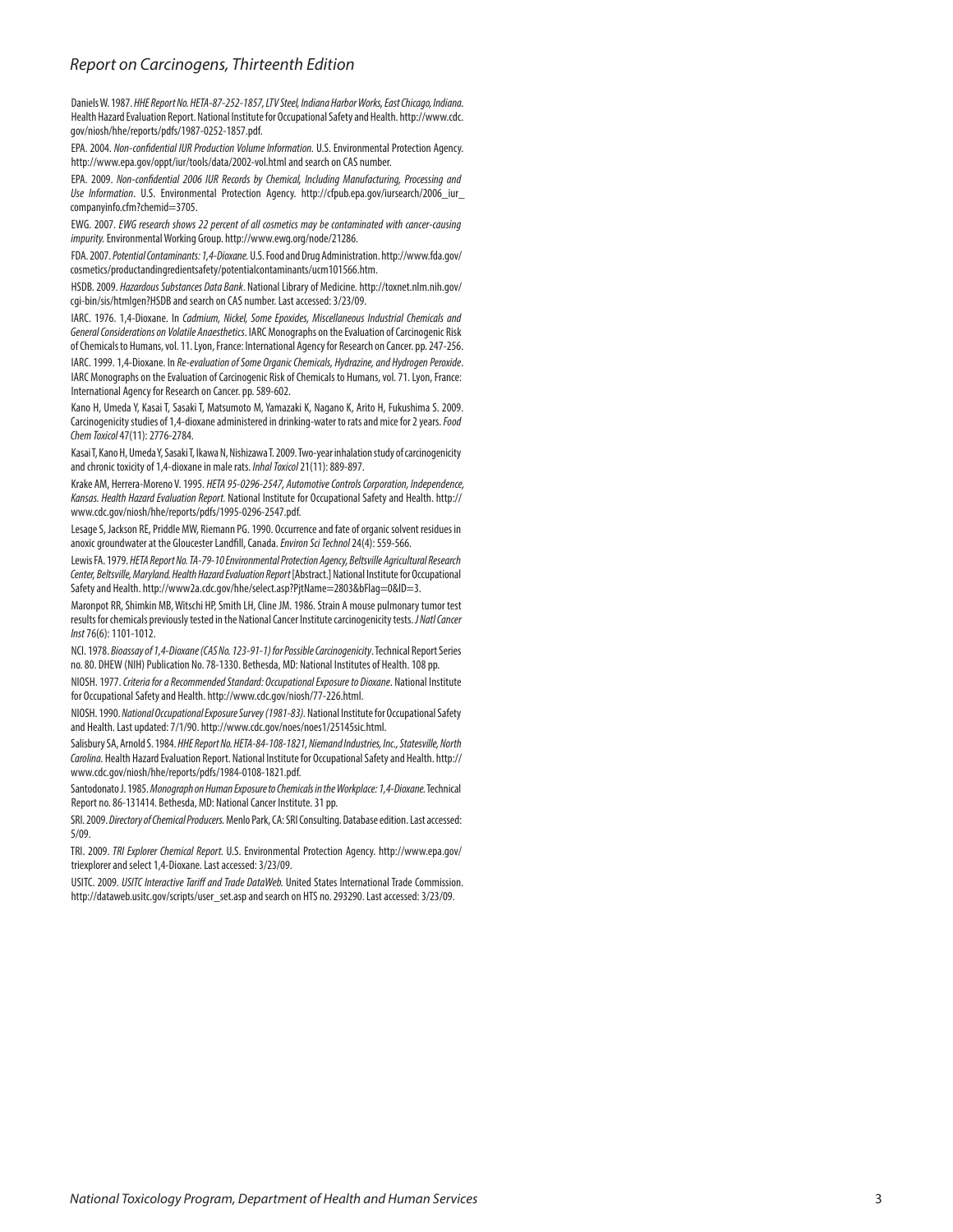Daniels W. 1987. *HHE Report No. HETA-87-252-1857, LTV Steel, Indiana Harbor Works, East Chicago, Indiana.* Health Hazard Evaluation Report. National Institute for Occupational Safety and Health. http://www.cdc.gov/niosh/hhe/reports/pdfs/1987-0252-1857.pdf.

EPA. 2004. *Non-confidential IUR Production Volume Information.* U.S. Environmental Protection Agency. http://www.epa.gov/oppt/iur/tools/data/2002-vol.html and search on CAS number.

EPA. 2009. *Non-confidential 2006 IUR Records by Chemical, Including Manufacturing, Processing and Use Information*. U.S. Environmental Protection Agency. http://cfpub.epa.gov/iursearch/2006_iur_companyinfo.cfm?chemid=3705.

EWG. 2007. *EWG research shows 22 percent of all cosmetics may be contaminated with cancer-causing impurity.* Environmental Working Group. http://www.ewg.org/node/21286.

FDA. 2007. *Potential Contaminants: 1,4-Dioxane.* U.S. Food and Drug Administration. http://www.fda.gov/cosmetics/productandingredientsafety/potentialcontaminants/ucm101566.htm.

HSDB. 2009. *Hazardous Substances Data Bank*. National Library of Medicine. http://toxnet.nlm.nih.gov/cgi-bin/sis/htmlgen?HSDB and search on CAS number. Last accessed: 3/23/09.

IARC. 1976. 1,4-Dioxane. In *Cadmium, Nickel, Some Epoxides, Miscellaneous Industrial Chemicals and General Considerations on Volatile Anaesthetics*. IARC Monographs on the Evaluation of Carcinogenic Risk of Chemicals to Humans, vol. 11. Lyon, France: International Agency for Research on Cancer. pp. 247-256.

IARC. 1999. 1,4-Dioxane. In *Re-evaluation of Some Organic Chemicals, Hydrazine, and Hydrogen Peroxide*. IARC Monographs on the Evaluation of Carcinogenic Risk of Chemicals to Humans, vol. 71. Lyon, France: International Agency for Research on Cancer. pp. 589-602.

Kano H, Umeda Y, Kasai T, Sasaki T, Matsumoto M, Yamazaki K, Nagano K, Arito H, Fukushima S. 2009. Carcinogenicity studies of 1,4-dioxane administered in drinking-water to rats and mice for 2 years. *Food Chem Toxicol* 47(11): 2776-2784.

Kasai T, Kano H, Umeda Y, Sasaki T, Ikawa N, Nishizawa T. 2009. Two-year inhalation study of carcinogenicity and chronic toxicity of 1,4-dioxane in male rats. *Inhal Toxicol* 21(11): 889-897.

Krake AM, Herrera-Moreno V. 1995. *HETA 95-0296-2547, Automotive Controls Corporation, Independence, Kansas. Health Hazard Evaluation Report.* National Institute for Occupational Safety and Health. http://www.cdc.gov/niosh/hhe/reports/pdfs/1995-0296-2547.pdf.

Lesage S, Jackson RE, Priddle MW, Riemann PG. 1990. Occurrence and fate of organic solvent residues in anoxic groundwater at the Gloucester Landfill, Canada. *Environ Sci Technol* 24(4): 559-566.

Lewis FA. 1979. *HETA Report No. TA-79-10 Environmental Protection Agency, Beltsville Agricultural Research Center, Beltsville, Maryland. Health Hazard Evaluation Report* [Abstract.] National Institute for Occupational Safety and Health. http://www2a.cdc.gov/hhe/select.asp?PjtName=2803&bFlag=0&ID=3.

Maronpot RR, Shimkin MB, Witschi HP, Smith LH, Cline JM. 1986. Strain A mouse pulmonary tumor test results for chemicals previously tested in the National Cancer Institute carcinogenicity tests. *J Natl Cancer Inst* 76(6): 1101-1012.

NCI. 1978. *Bioassay of 1,4-Dioxane (CAS No. 123-91-1) for Possible Carcinogenicity*. Technical Report Series no. 80. DHEW (NIH) Publication No. 78-1330. Bethesda, MD: National Institutes of Health. 108 pp.

NIOSH. 1977. *Criteria for a Recommended Standard: Occupational Exposure to Dioxane*. National Institute for Occupational Safety and Health. http://www.cdc.gov/niosh/77-226.html.

NIOSH. 1990. *National Occupational Exposure Survey (1981-83).* National Institute for Occupational Safety and Health. Last updated: 7/1/90. http://www.cdc.gov/noes/noes1/25145sic.html.

Salisbury SA, Arnold S. 1984. *HHE Report No. HETA-84-108-1821, Niemand Industries, Inc., Statesville, North Carolina.* Health Hazard Evaluation Report. National Institute for Occupational Safety and Health. http://www.cdc.gov/niosh/hhe/reports/pdfs/1984-0108-1821.pdf.

Santodonato J. 1985. *Monograph on Human Exposure to Chemicals in the Workplace: 1,4-Dioxane.* Technical Report no. 86-131414. Bethesda, MD: National Cancer Institute. 31 pp.

SRI. 2009. *Directory of Chemical Producers.* Menlo Park, CA: SRI Consulting. Database edition. Last accessed: 5/09.

TRI. 2009. *TRI Explorer Chemical Report.* U.S. Environmental Protection Agency. http://www.epa.gov/triexplorer and select 1,4-Dioxane. Last accessed: 3/23/09.

USITC. 2009. *USITC Interactive Tariff and Trade DataWeb.* United States International Trade Commission. http://dataweb.usitc.gov/scripts/user_set.asp and search on HTS no. 293290. Last accessed: 3/23/09.